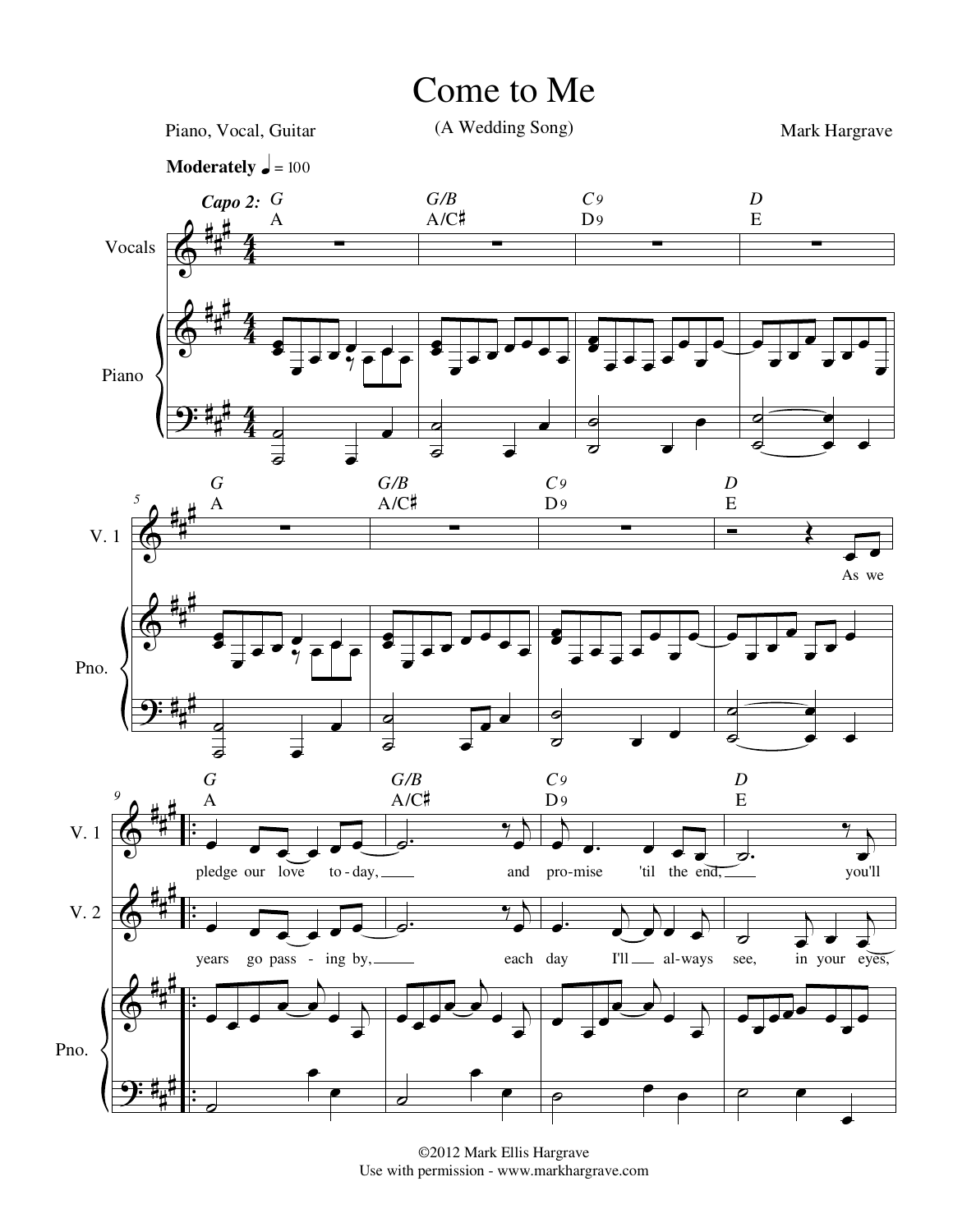# Come to Me

(A Wedding Song)

Piano, Vocal, Guitar

Mark Hargrave

**Moderately** ♩ = 100

*Capo 2:*

G / A — G/B / A/C♯ — C9 / D9 — D / E

G / A — G/B / A/C♯ — C9 / D9 — D / E

V. 1: As we

G / A — G/B / A/C♯ — C9 / D9 — D / E

V. 1: pledge our love to - day, and pro - mise 'til the end, you'll

V. 2: years go pass - ing by, each day I'll al - ways see, in your eyes,

©2012 Mark Ellis Hargrave
Use with permission - www.markhargrave.com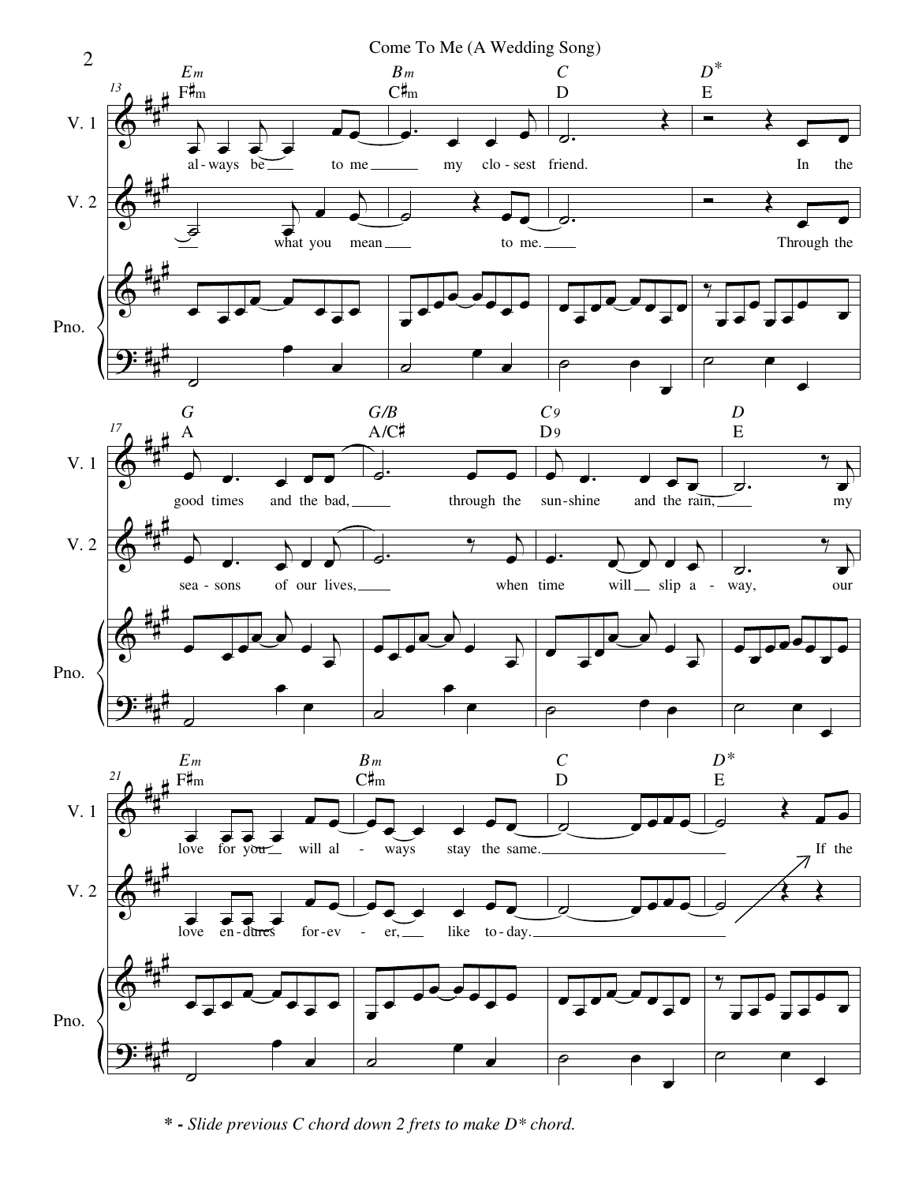* - *Slide previous C chord down 2 frets to make D* chord.*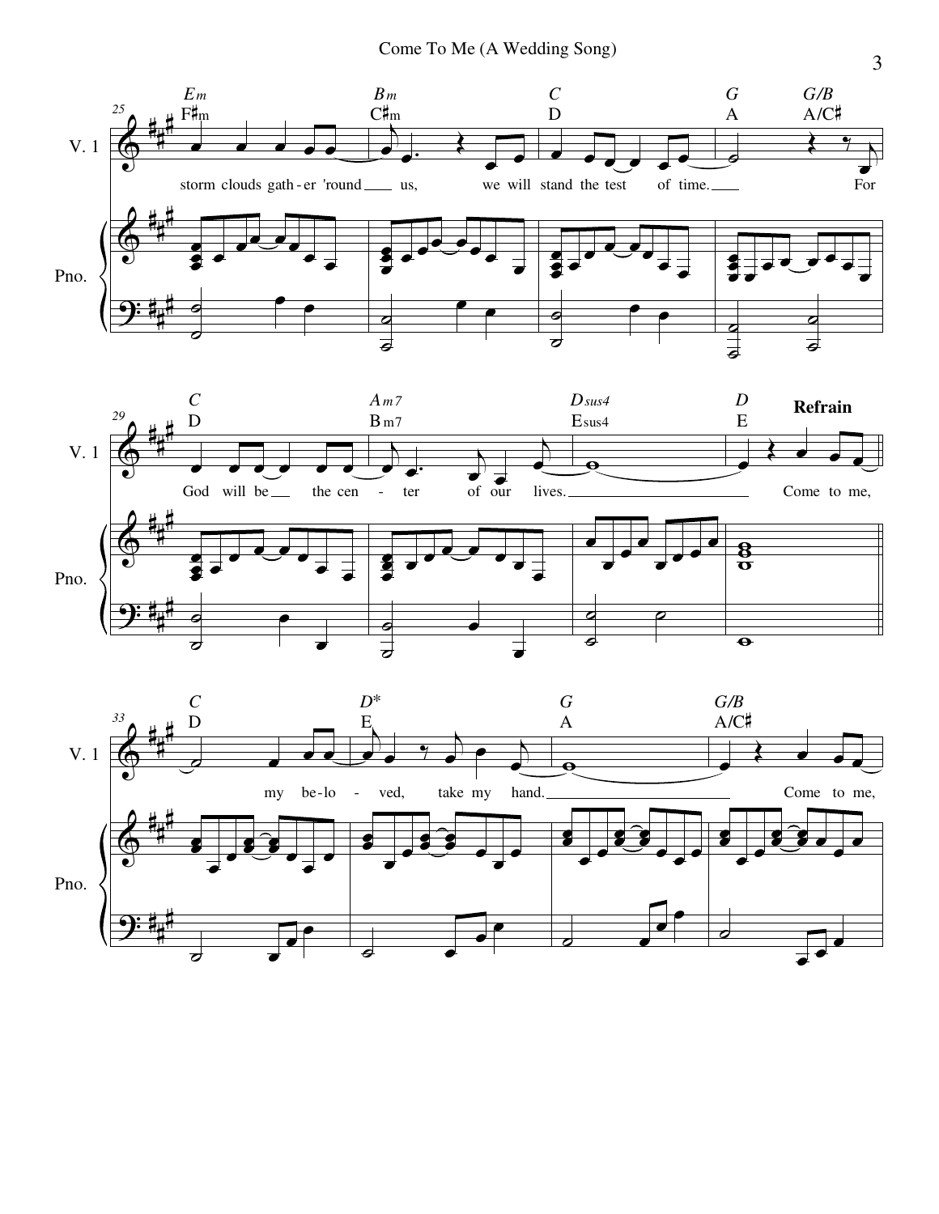storm clouds gath - er 'round us, we will stand the test of time. For

God will be the cen - ter of our lives.

**Refrain**

Come to me, my be - lo - ved, take my hand. Come to me,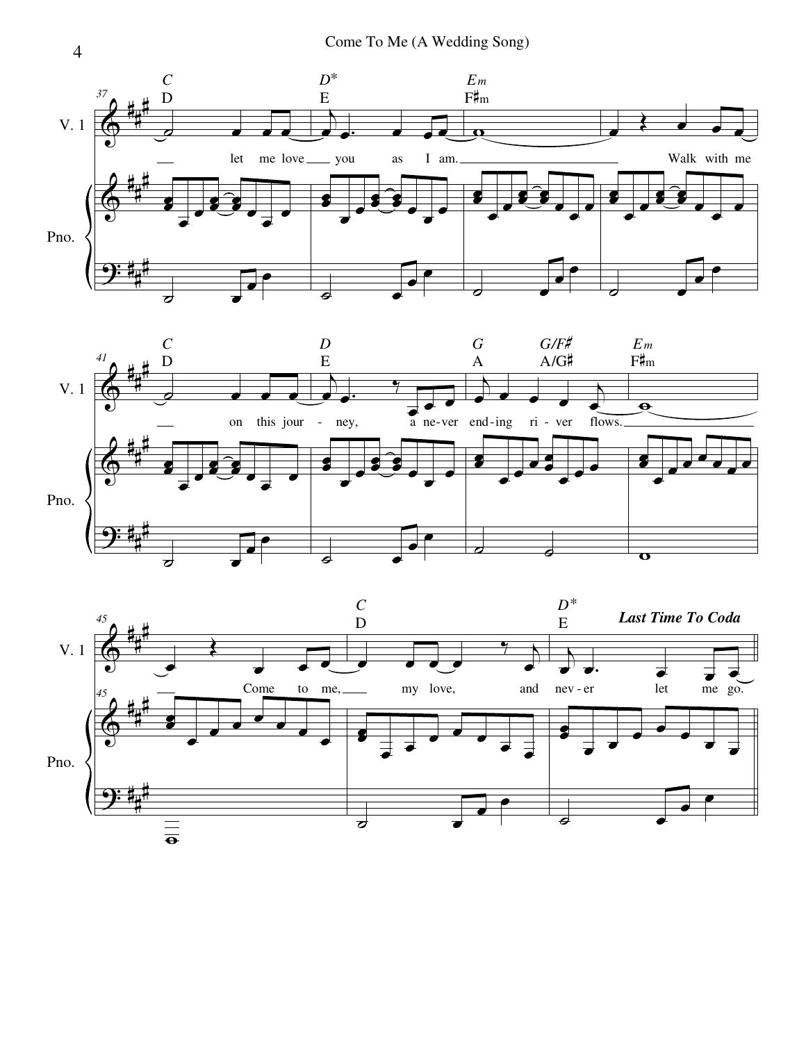V. 1

Pno.

C / D — D* / E — Em / F♯m

let me love you as I am. Walk with me

C / D — D / E — G / A — G/F♯ / A/G♯ — Em / F♯m

on this jour - ney, a ne-ver end-ing ri-ver flows.

C / D — D* / E — *Last Time To Coda*

Come to me, my love, and nev-er let me go.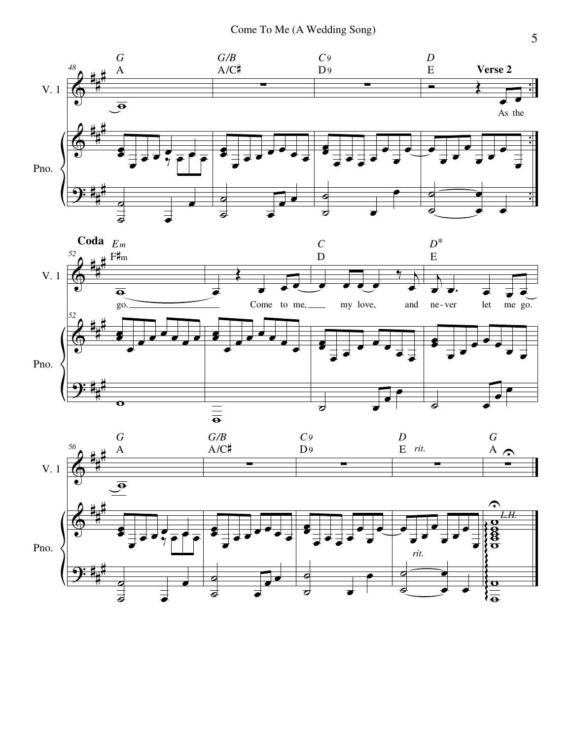Verse 2

As the

**Coda**

go. Come to me, my love, and ne-ver let me go.

*rit.*

*L.H.*